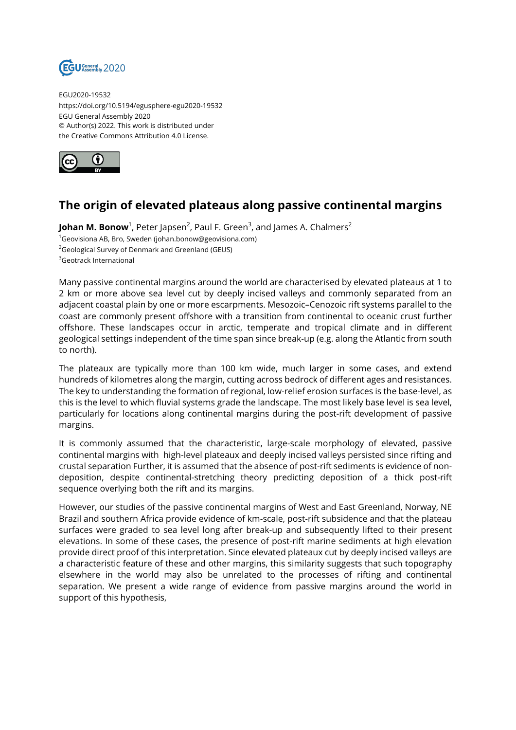EGU2020-19532
https://doi.org/10.5194/egusphere-egu2020-19532
EGU General Assembly 2020
© Author(s) 2022. This work is distributed under
the Creative Commons Attribution 4.0 License.

# The origin of elevated plateaus along passive continental margins

**Johan M. Bonow**[1], Peter Japsen[2], Paul F. Green[3], and James A. Chalmers[2]

[1]Geovisiona AB, Bro, Sweden (johan.bonow@geovisiona.com)
[2]Geological Survey of Denmark and Greenland (GEUS)
[3]Geotrack International

Many passive continental margins around the world are characterised by elevated plateaus at 1 to 2 km or more above sea level cut by deeply incised valleys and commonly separated from an adjacent coastal plain by one or more escarpments. Mesozoic–Cenozoic rift systems parallel to the coast are commonly present offshore with a transition from continental to oceanic crust further offshore. These landscapes occur in arctic, temperate and tropical climate and in different geological settings independent of the time span since break-up (e.g. along the Atlantic from south to north).

The plateaus are typically more than 100 km wide, much larger in some cases, and extend hundreds of kilometres along the margin, cutting across bedrock of different ages and resistances. The key to understanding the formation of regional, low-relief erosion surfaces is the base-level, as this is the level to which fluvial systems grade the landscape. The most likely base level is sea level, particularly for locations along continental margins during the post-rift development of passive margins.

It is commonly assumed that the characteristic, large-scale morphology of elevated, passive continental margins with high-level plateaux and deeply incised valleys persisted since rifting and crustal separation Further, it is assumed that the absence of post-rift sediments is evidence of non-deposition, despite continental-stretching theory predicting deposition of a thick post-rift sequence overlying both the rift and its margins.

However, our studies of the passive continental margins of West and East Greenland, Norway, NE Brazil and southern Africa provide evidence of km-scale, post-rift subsidence and that the plateau surfaces were graded to sea level long after break-up and subsequently lifted to their present elevations. In some of these cases, the presence of post-rift marine sediments at high elevation provide direct proof of this interpretation. Since elevated plateaux cut by deeply incised valleys are a characteristic feature of these and other margins, this similarity suggests that such topography elsewhere in the world may also be unrelated to the processes of rifting and continental separation. We present a wide range of evidence from passive margins around the world in support of this hypothesis,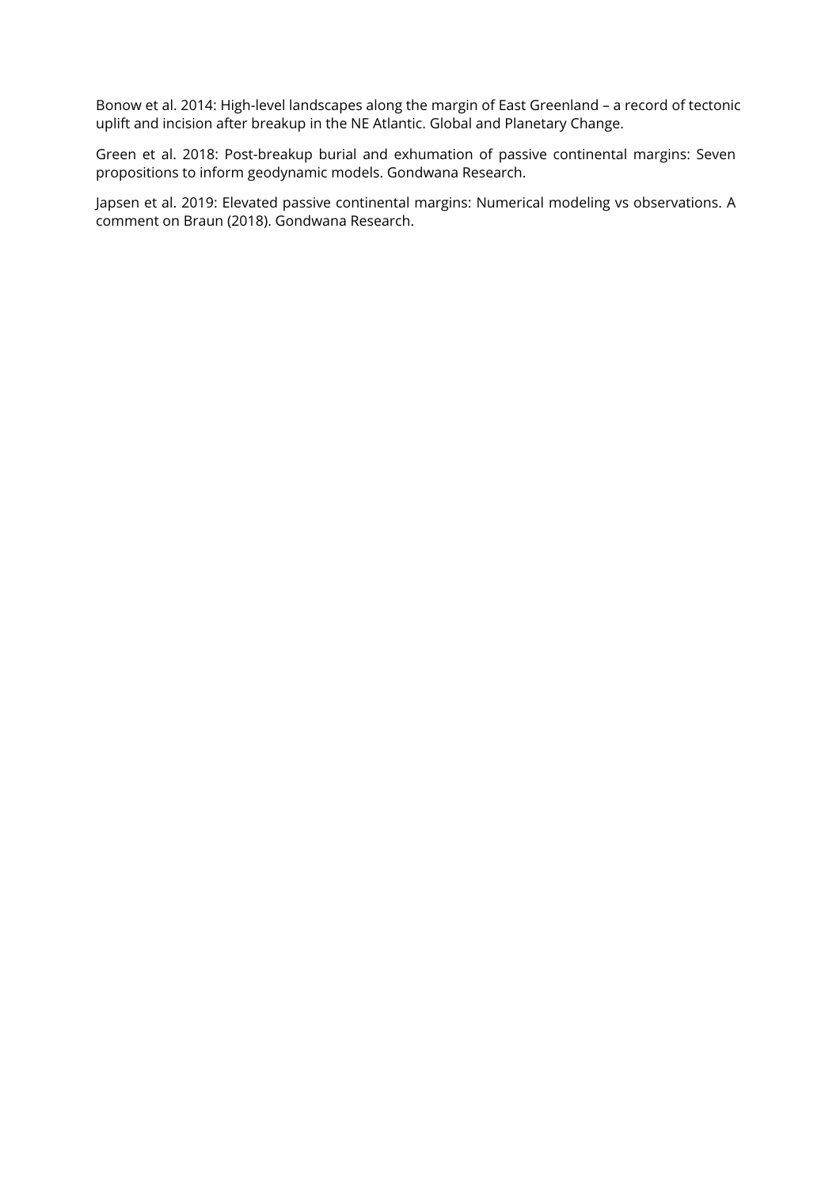Bonow et al. 2014: High-level landscapes along the margin of East Greenland – a record of tectonic uplift and incision after breakup in the NE Atlantic. Global and Planetary Change.

Green et al. 2018: Post-breakup burial and exhumation of passive continental margins: Seven propositions to inform geodynamic models. Gondwana Research.

Japsen et al. 2019: Elevated passive continental margins: Numerical modeling vs observations. A comment on Braun (2018). Gondwana Research.